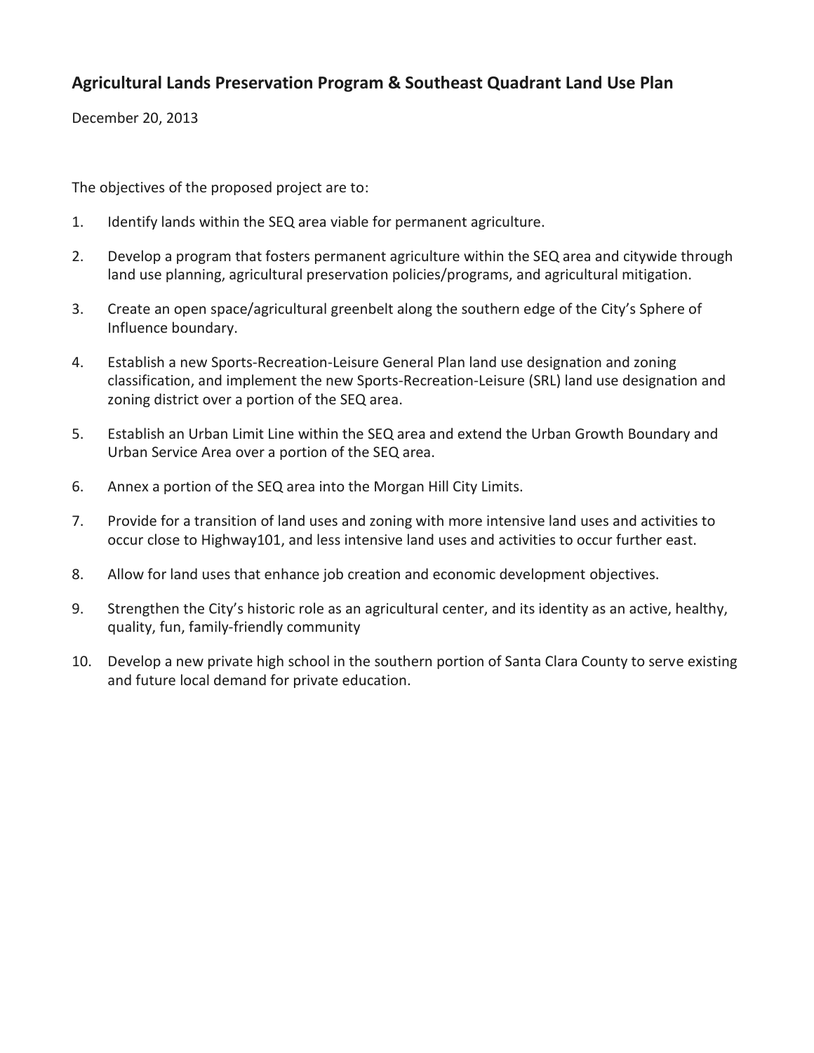## Agricultural Lands Preservation Program & Southeast Quadrant Land Use Plan

December 20, 2013

The objectives of the proposed project are to:

1. Identify lands within the SEQ area viable for permanent agriculture.
2. Develop a program that fosters permanent agriculture within the SEQ area and citywide through land use planning, agricultural preservation policies/programs, and agricultural mitigation.
3. Create an open space/agricultural greenbelt along the southern edge of the City's Sphere of Influence boundary.
4. Establish a new Sports-Recreation-Leisure General Plan land use designation and zoning classification, and implement the new Sports-Recreation-Leisure (SRL) land use designation and zoning district over a portion of the SEQ area.
5. Establish an Urban Limit Line within the SEQ area and extend the Urban Growth Boundary and Urban Service Area over a portion of the SEQ area.
6. Annex a portion of the SEQ area into the Morgan Hill City Limits.
7. Provide for a transition of land uses and zoning with more intensive land uses and activities to occur close to Highway101, and less intensive land uses and activities to occur further east.
8. Allow for land uses that enhance job creation and economic development objectives.
9. Strengthen the City's historic role as an agricultural center, and its identity as an active, healthy, quality, fun, family-friendly community
10. Develop a new private high school in the southern portion of Santa Clara County to serve existing and future local demand for private education.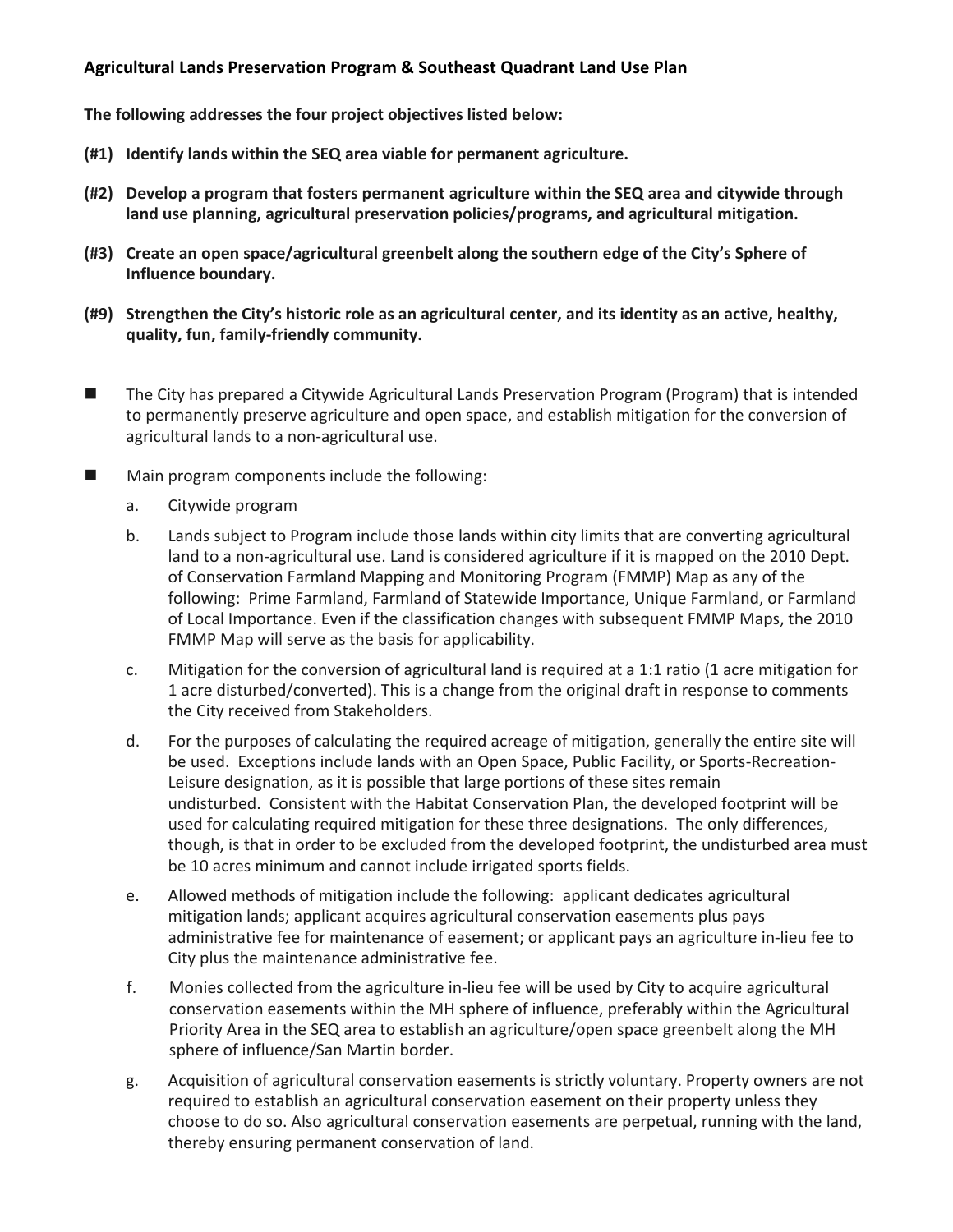**Agricultural Lands Preservation Program & Southeast Quadrant Land Use Plan**

**The following addresses the four project objectives listed below:**

**(#1) Identify lands within the SEQ area viable for permanent agriculture.**

**(#2) Develop a program that fosters permanent agriculture within the SEQ area and citywide through land use planning, agricultural preservation policies/programs, and agricultural mitigation.**

**(#3) Create an open space/agricultural greenbelt along the southern edge of the City's Sphere of Influence boundary.**

**(#9) Strengthen the City's historic role as an agricultural center, and its identity as an active, healthy, quality, fun, family-friendly community.**

- The City has prepared a Citywide Agricultural Lands Preservation Program (Program) that is intended to permanently preserve agriculture and open space, and establish mitigation for the conversion of agricultural lands to a non-agricultural use.

- Main program components include the following:

  a. Citywide program

  b. Lands subject to Program include those lands within city limits that are converting agricultural land to a non-agricultural use. Land is considered agriculture if it is mapped on the 2010 Dept. of Conservation Farmland Mapping and Monitoring Program (FMMP) Map as any of the following: Prime Farmland, Farmland of Statewide Importance, Unique Farmland, or Farmland of Local Importance. Even if the classification changes with subsequent FMMP Maps, the 2010 FMMP Map will serve as the basis for applicability.

  c. Mitigation for the conversion of agricultural land is required at a 1:1 ratio (1 acre mitigation for 1 acre disturbed/converted). This is a change from the original draft in response to comments the City received from Stakeholders.

  d. For the purposes of calculating the required acreage of mitigation, generally the entire site will be used. Exceptions include lands with an Open Space, Public Facility, or Sports-Recreation-Leisure designation, as it is possible that large portions of these sites remain undisturbed. Consistent with the Habitat Conservation Plan, the developed footprint will be used for calculating required mitigation for these three designations. The only differences, though, is that in order to be excluded from the developed footprint, the undisturbed area must be 10 acres minimum and cannot include irrigated sports fields.

  e. Allowed methods of mitigation include the following: applicant dedicates agricultural mitigation lands; applicant acquires agricultural conservation easements plus pays administrative fee for maintenance of easement; or applicant pays an agriculture in-lieu fee to City plus the maintenance administrative fee.

  f. Monies collected from the agriculture in-lieu fee will be used by City to acquire agricultural conservation easements within the MH sphere of influence, preferably within the Agricultural Priority Area in the SEQ area to establish an agriculture/open space greenbelt along the MH sphere of influence/San Martin border.

  g. Acquisition of agricultural conservation easements is strictly voluntary. Property owners are not required to establish an agricultural conservation easement on their property unless they choose to do so. Also agricultural conservation easements are perpetual, running with the land, thereby ensuring permanent conservation of land.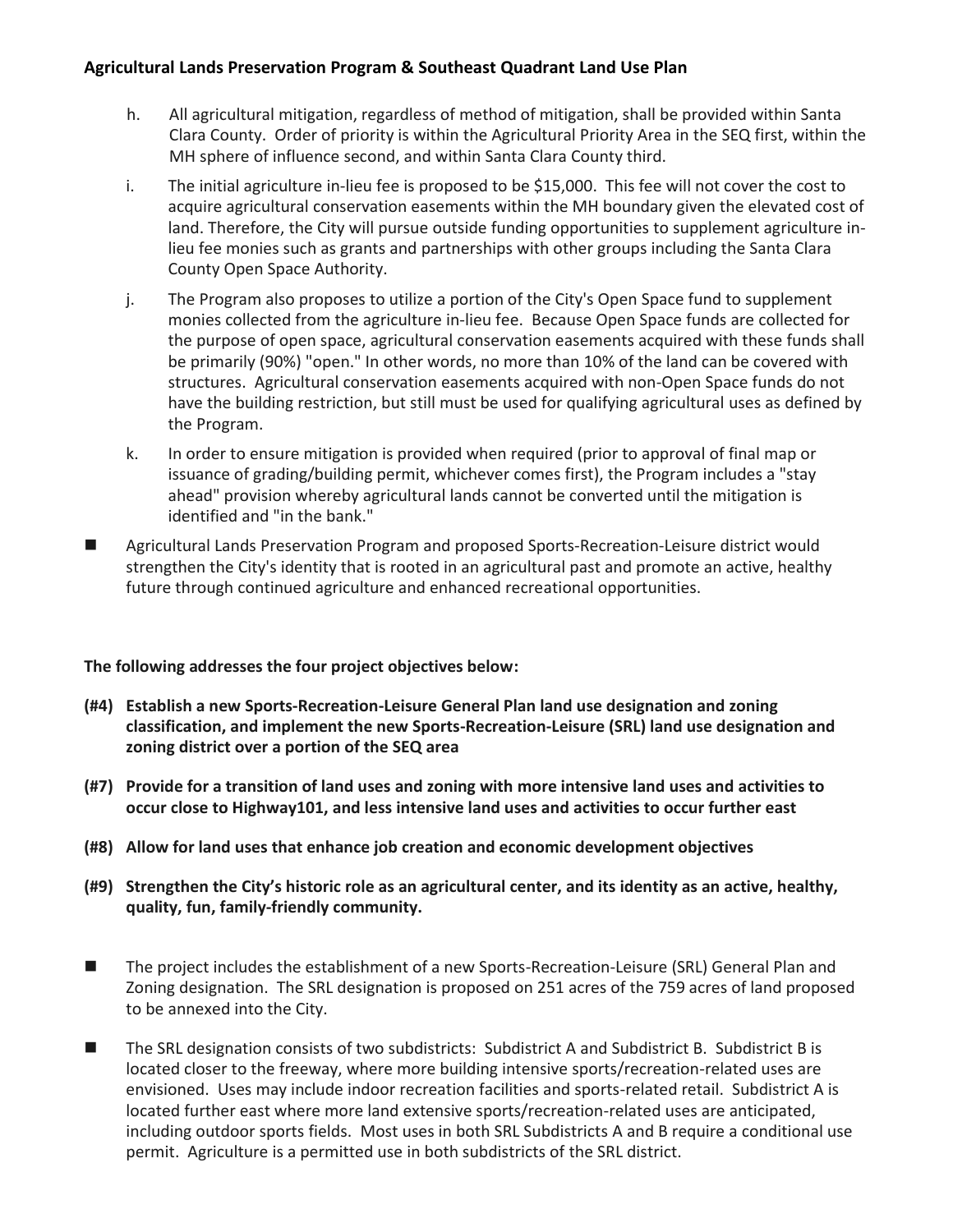h. All agricultural mitigation, regardless of method of mitigation, shall be provided within Santa Clara County. Order of priority is within the Agricultural Priority Area in the SEQ first, within the MH sphere of influence second, and within Santa Clara County third.

i. The initial agriculture in-lieu fee is proposed to be $15,000. This fee will not cover the cost to acquire agricultural conservation easements within the MH boundary given the elevated cost of land. Therefore, the City will pursue outside funding opportunities to supplement agriculture in-lieu fee monies such as grants and partnerships with other groups including the Santa Clara County Open Space Authority.

j. The Program also proposes to utilize a portion of the City's Open Space fund to supplement monies collected from the agriculture in-lieu fee. Because Open Space funds are collected for the purpose of open space, agricultural conservation easements acquired with these funds shall be primarily (90%) "open." In other words, no more than 10% of the land can be covered with structures. Agricultural conservation easements acquired with non-Open Space funds do not have the building restriction, but still must be used for qualifying agricultural uses as defined by the Program.

k. In order to ensure mitigation is provided when required (prior to approval of final map or issuance of grading/building permit, whichever comes first), the Program includes a "stay ahead" provision whereby agricultural lands cannot be converted until the mitigation is identified and "in the bank."

- Agricultural Lands Preservation Program and proposed Sports-Recreation-Leisure district would strengthen the City's identity that is rooted in an agricultural past and promote an active, healthy future through continued agriculture and enhanced recreational opportunities.

**The following addresses the four project objectives below:**

**(#4) Establish a new Sports-Recreation-Leisure General Plan land use designation and zoning classification, and implement the new Sports-Recreation-Leisure (SRL) land use designation and zoning district over a portion of the SEQ area**

**(#7) Provide for a transition of land uses and zoning with more intensive land uses and activities to occur close to Highway101, and less intensive land uses and activities to occur further east**

**(#8) Allow for land uses that enhance job creation and economic development objectives**

**(#9) Strengthen the City's historic role as an agricultural center, and its identity as an active, healthy, quality, fun, family-friendly community.**

- The project includes the establishment of a new Sports-Recreation-Leisure (SRL) General Plan and Zoning designation. The SRL designation is proposed on 251 acres of the 759 acres of land proposed to be annexed into the City.
- The SRL designation consists of two subdistricts: Subdistrict A and Subdistrict B. Subdistrict B is located closer to the freeway, where more building intensive sports/recreation-related uses are envisioned. Uses may include indoor recreation facilities and sports-related retail. Subdistrict A is located further east where more land extensive sports/recreation-related uses are anticipated, including outdoor sports fields. Most uses in both SRL Subdistricts A and B require a conditional use permit. Agriculture is a permitted use in both subdistricts of the SRL district.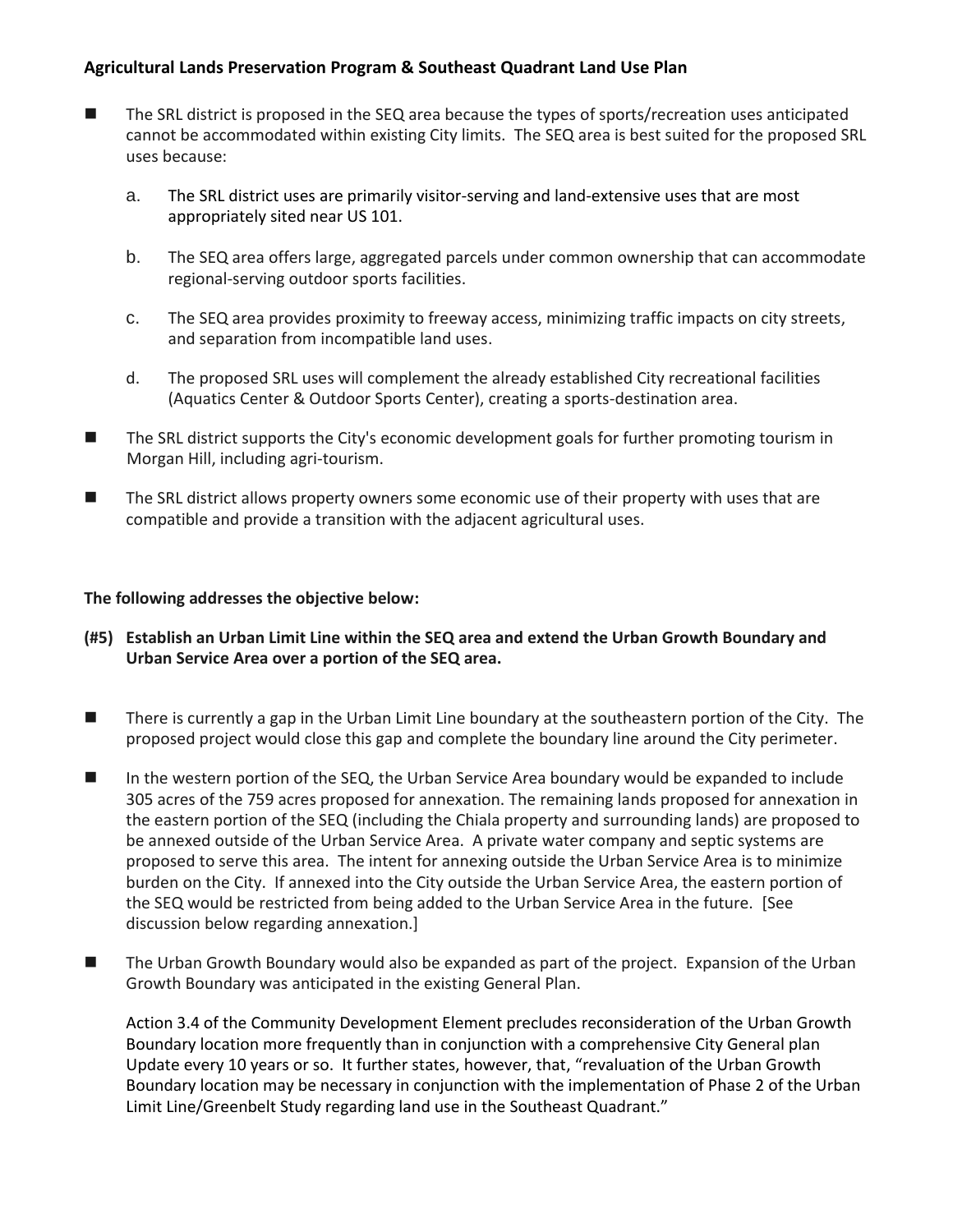**Agricultural Lands Preservation Program & Southeast Quadrant Land Use Plan**

- The SRL district is proposed in the SEQ area because the types of sports/recreation uses anticipated cannot be accommodated within existing City limits. The SEQ area is best suited for the proposed SRL uses because:

    a. The SRL district uses are primarily visitor-serving and land-extensive uses that are most appropriately sited near US 101.

    b. The SEQ area offers large, aggregated parcels under common ownership that can accommodate regional-serving outdoor sports facilities.

    c. The SEQ area provides proximity to freeway access, minimizing traffic impacts on city streets, and separation from incompatible land uses.

    d. The proposed SRL uses will complement the already established City recreational facilities (Aquatics Center & Outdoor Sports Center), creating a sports-destination area.

- The SRL district supports the City's economic development goals for further promoting tourism in Morgan Hill, including agri-tourism.

- The SRL district allows property owners some economic use of their property with uses that are compatible and provide a transition with the adjacent agricultural uses.

**The following addresses the objective below:**

**(#5) Establish an Urban Limit Line within the SEQ area and extend the Urban Growth Boundary and Urban Service Area over a portion of the SEQ area.**

- There is currently a gap in the Urban Limit Line boundary at the southeastern portion of the City. The proposed project would close this gap and complete the boundary line around the City perimeter.

- In the western portion of the SEQ, the Urban Service Area boundary would be expanded to include 305 acres of the 759 acres proposed for annexation. The remaining lands proposed for annexation in the eastern portion of the SEQ (including the Chiala property and surrounding lands) are proposed to be annexed outside of the Urban Service Area. A private water company and septic systems are proposed to serve this area. The intent for annexing outside the Urban Service Area is to minimize burden on the City. If annexed into the City outside the Urban Service Area, the eastern portion of the SEQ would be restricted from being added to the Urban Service Area in the future. [See discussion below regarding annexation.]

- The Urban Growth Boundary would also be expanded as part of the project. Expansion of the Urban Growth Boundary was anticipated in the existing General Plan.

    Action 3.4 of the Community Development Element precludes reconsideration of the Urban Growth Boundary location more frequently than in conjunction with a comprehensive City General plan Update every 10 years or so. It further states, however, that, "revaluation of the Urban Growth Boundary location may be necessary in conjunction with the implementation of Phase 2 of the Urban Limit Line/Greenbelt Study regarding land use in the Southeast Quadrant."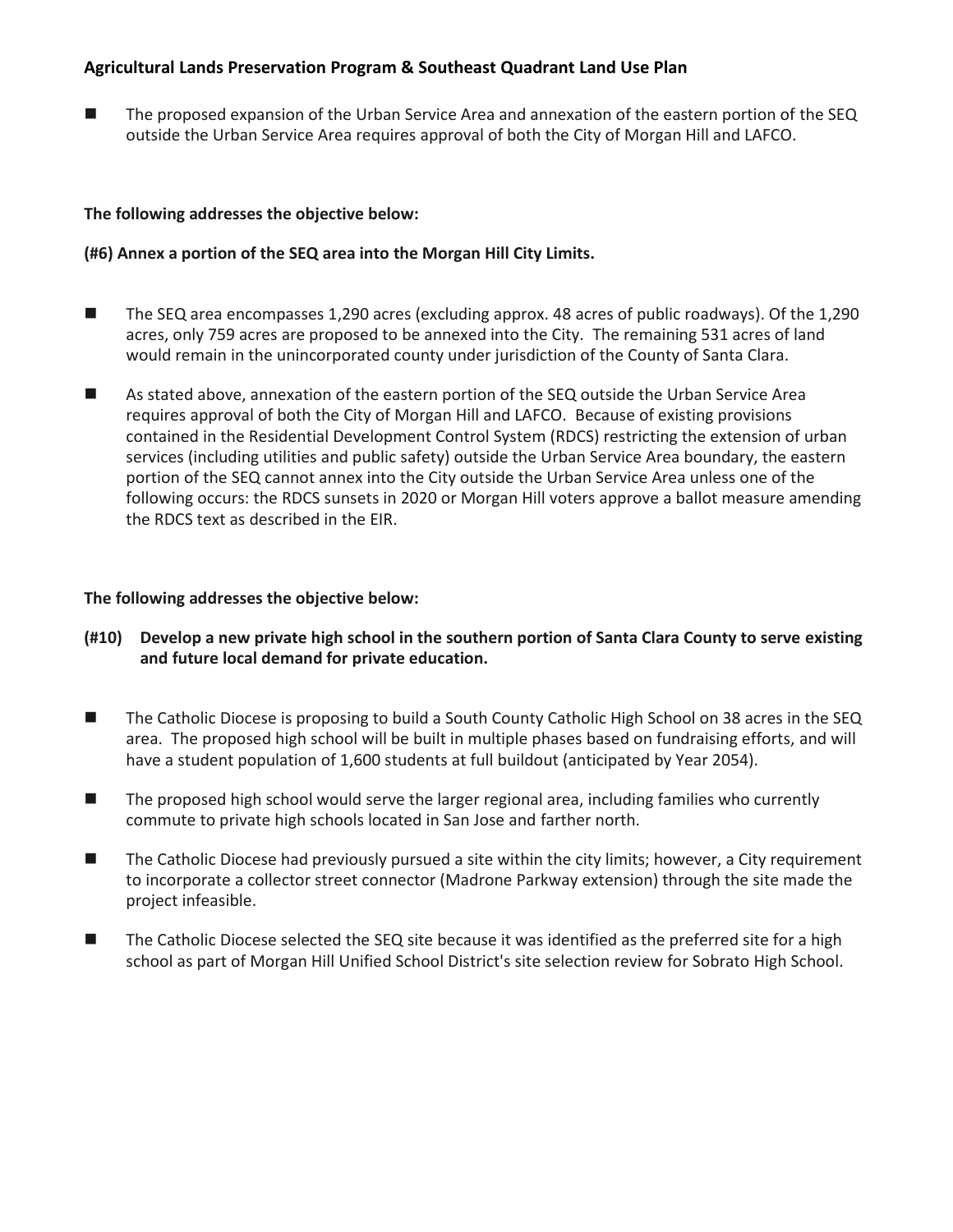**Agricultural Lands Preservation Program & Southeast Quadrant Land Use Plan**

- The proposed expansion of the Urban Service Area and annexation of the eastern portion of the SEQ outside the Urban Service Area requires approval of both the City of Morgan Hill and LAFCO.

**The following addresses the objective below:**

**(#6) Annex a portion of the SEQ area into the Morgan Hill City Limits.**

- The SEQ area encompasses 1,290 acres (excluding approx. 48 acres of public roadways). Of the 1,290 acres, only 759 acres are proposed to be annexed into the City. The remaining 531 acres of land would remain in the unincorporated county under jurisdiction of the County of Santa Clara.
- As stated above, annexation of the eastern portion of the SEQ outside the Urban Service Area requires approval of both the City of Morgan Hill and LAFCO. Because of existing provisions contained in the Residential Development Control System (RDCS) restricting the extension of urban services (including utilities and public safety) outside the Urban Service Area boundary, the eastern portion of the SEQ cannot annex into the City outside the Urban Service Area unless one of the following occurs: the RDCS sunsets in 2020 or Morgan Hill voters approve a ballot measure amending the RDCS text as described in the EIR.

**The following addresses the objective below:**

**(#10) Develop a new private high school in the southern portion of Santa Clara County to serve existing and future local demand for private education.**

- The Catholic Diocese is proposing to build a South County Catholic High School on 38 acres in the SEQ area. The proposed high school will be built in multiple phases based on fundraising efforts, and will have a student population of 1,600 students at full buildout (anticipated by Year 2054).
- The proposed high school would serve the larger regional area, including families who currently commute to private high schools located in San Jose and farther north.
- The Catholic Diocese had previously pursued a site within the city limits; however, a City requirement to incorporate a collector street connector (Madrone Parkway extension) through the site made the project infeasible.
- The Catholic Diocese selected the SEQ site because it was identified as the preferred site for a high school as part of Morgan Hill Unified School District's site selection review for Sobrato High School.